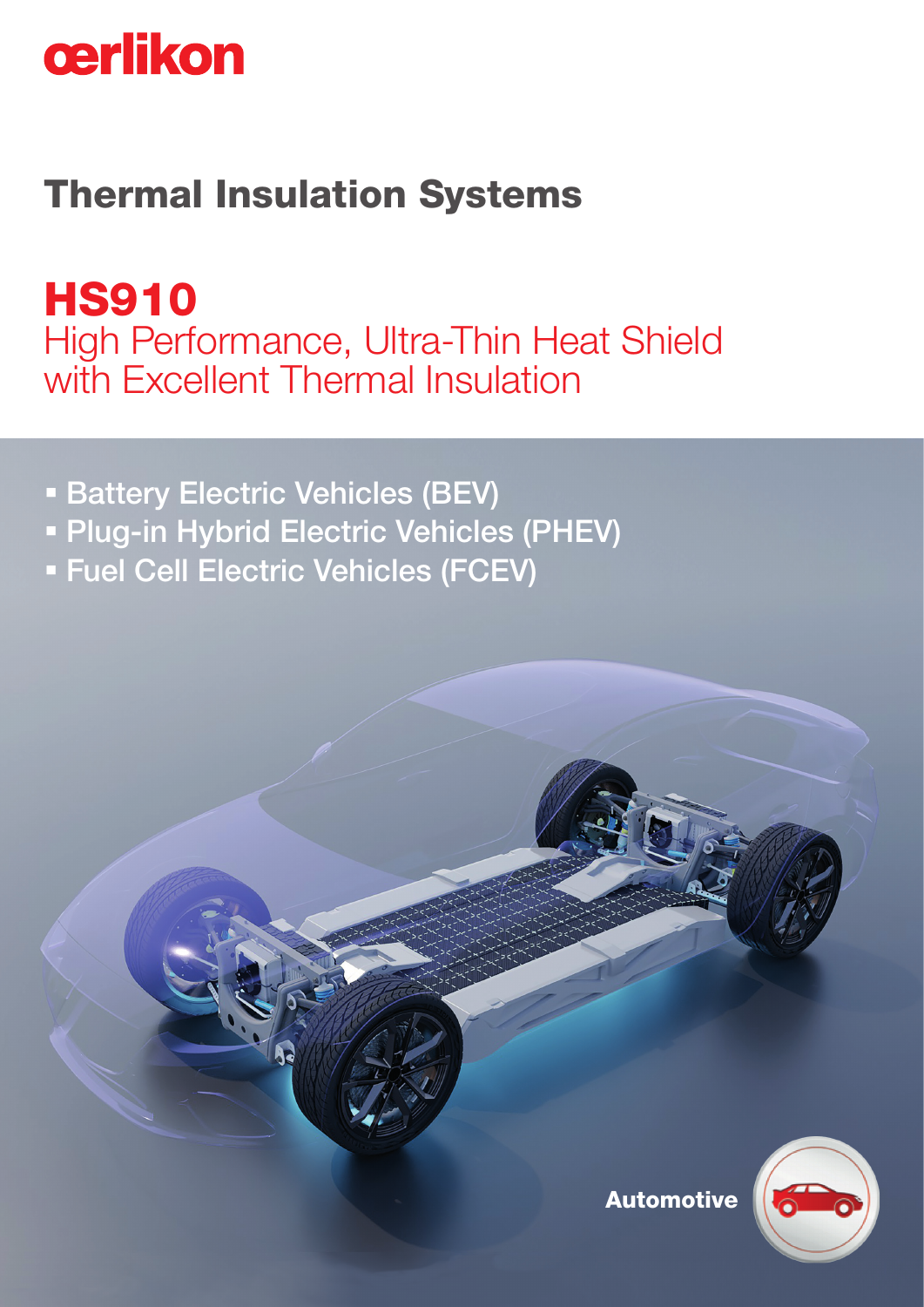oerlikon

# Thermal Insulation Systems

## HS910

High Performance, Ultra-Thin Heat Shield with Excellent Thermal Insulation

- Battery Electric Vehicles (BEV)
- Plug-in Hybrid Electric Vehicles (PHEV)
- Fuel Cell Electric Vehicles (FCEV)

**Automotive**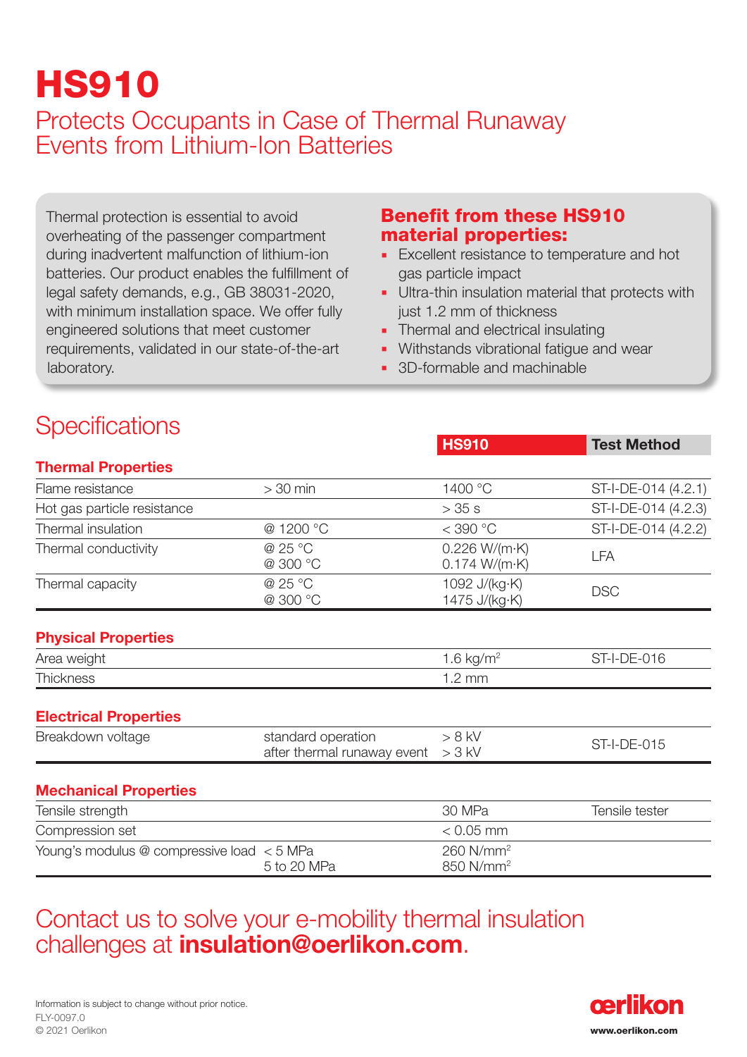# HS910

## Protects Occupants in Case of Thermal Runaway Events from Lithium-Ion Batteries

Thermal protection is essential to avoid overheating of the passenger compartment during inadvertent malfunction of lithium-ion batteries. Our product enables the fulfillment of legal safety demands, e.g., GB 38031-2020, with minimum installation space. We offer fully engineered solutions that meet customer requirements, validated in our state-of-the-art laboratory.

### Benefit from these HS910 material properties:

- Excellent resistance to temperature and hot gas particle impact
- Ultra-thin insulation material that protects with just 1.2 mm of thickness
- Thermal and electrical insulating
- Withstands vibrational fatigue and wear
- 3D-formable and machinable

## Specifications

| | | HS910 | Test Method |
|---|---|---|---|
| **Thermal Properties** | | | |
| Flame resistance | > 30 min | 1400 °C | ST-I-DE-014 (4.2.1) |
| Hot gas particle resistance | | > 35 s | ST-I-DE-014 (4.2.3) |
| Thermal insulation | @ 1200 °C | < 390 °C | ST-I-DE-014 (4.2.2) |
| Thermal conductivity | @ 25 °C<br>@ 300 °C | 0.226 W/(m·K)<br>0.174 W/(m·K) | LFA |
| Thermal capacity | @ 25 °C<br>@ 300 °C | 1092 J/(kg·K)<br>1475 J/(kg·K) | DSC |
| **Physical Properties** | | | |
| Area weight | | 1.6 kg/m² | ST-I-DE-016 |
| Thickness | | 1.2 mm | |
| **Electrical Properties** | | | |
| Breakdown voltage | standard operation<br>after thermal runaway event | > 8 kV<br>> 3 kV | ST-I-DE-015 |
| **Mechanical Properties** | | | |
| Tensile strength | | 30 MPa | Tensile tester |
| Compression set | | < 0.05 mm | |
| Young's modulus @ compressive load | < 5 MPa<br>5 to 20 MPa | 260 N/mm²<br>850 N/mm² | |

## Contact us to solve your e-mobility thermal insulation challenges at **insulation@oerlikon.com**.

Information is subject to change without prior notice.
FLY-0097.0
© 2021 Oerlikon

oerlikon
www.oerlikon.com